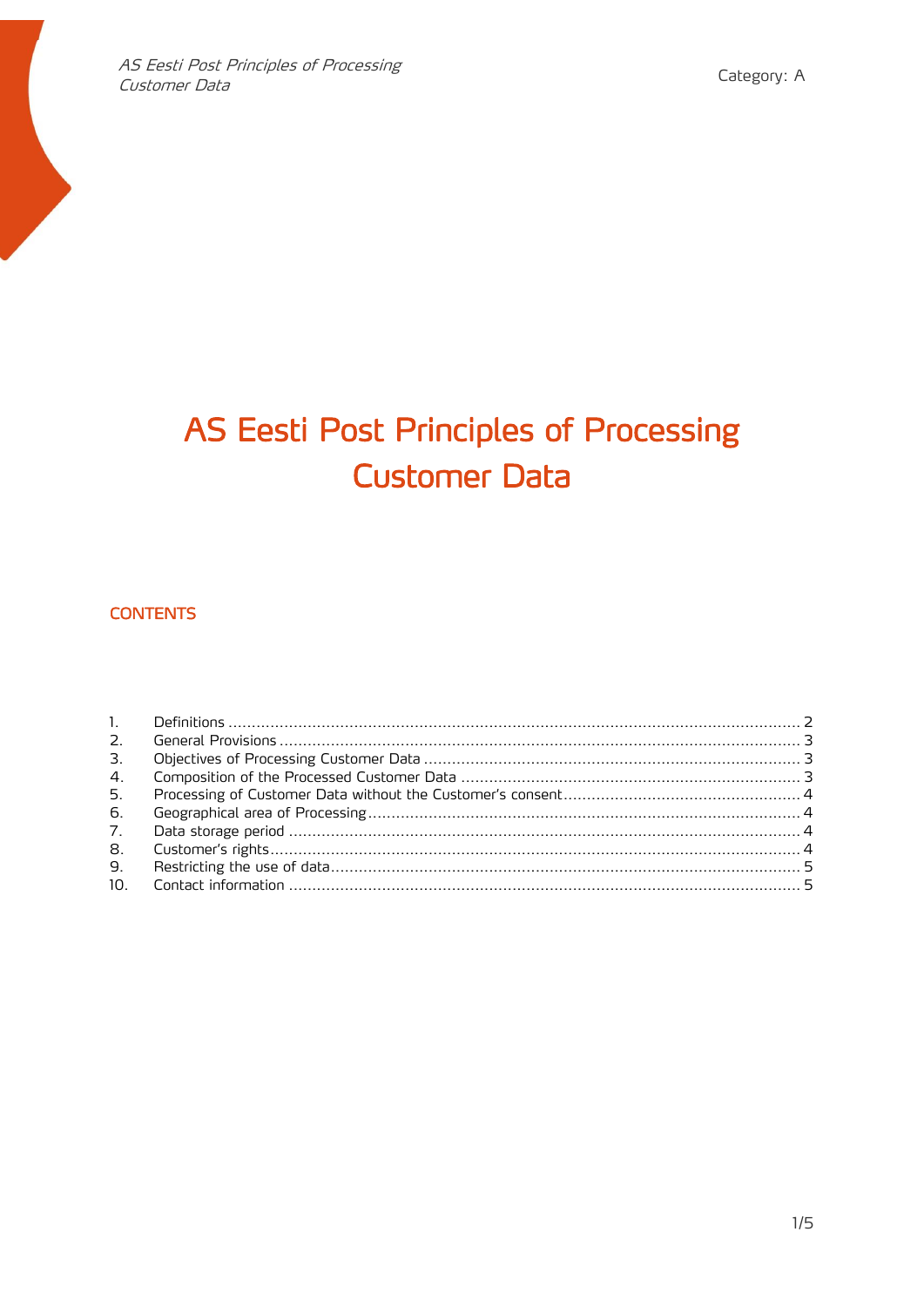Category: A

# AS Eesti Post Principles of Processing Customer Data

## CONTENTS

| | | |
|---|---|---|
| 1. | Definitions | 2 |
| 2. | General Provisions | 3 |
| 3. | Objectives of Processing Customer Data | 3 |
| 4. | Composition of the Processed Customer Data | 3 |
| 5. | Processing of Customer Data without the Customer's consent | 4 |
| 6. | Geographical area of Processing | 4 |
| 7. | Data storage period | 4 |
| 8. | Customer's rights | 4 |
| 9. | Restricting the use of data | 5 |
| 10. | Contact information | 5 |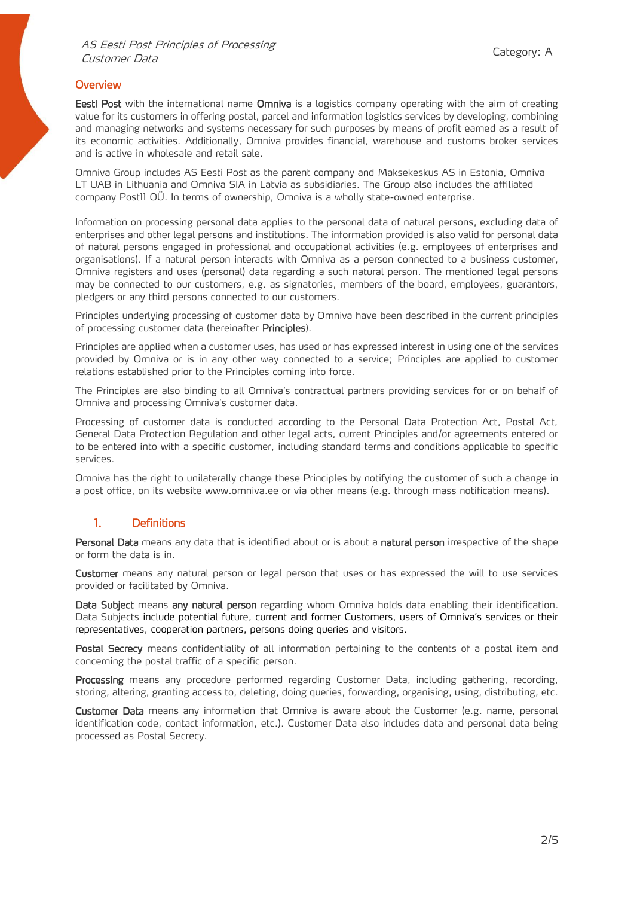## Overview

**Eesti Post** with the international name **Omniva** is a logistics company operating with the aim of creating value for its customers in offering postal, parcel and information logistics services by developing, combining and managing networks and systems necessary for such purposes by means of profit earned as a result of its economic activities. Additionally, Omniva provides financial, warehouse and customs broker services and is active in wholesale and retail sale.

Omniva Group includes AS Eesti Post as the parent company and Maksekeskus AS in Estonia, Omniva LT UAB in Lithuania and Omniva SIA in Latvia as subsidiaries. The Group also includes the affiliated company Post11 OÜ. In terms of ownership, Omniva is a wholly state-owned enterprise.

Information on processing personal data applies to the personal data of natural persons, excluding data of enterprises and other legal persons and institutions. The information provided is also valid for personal data of natural persons engaged in professional and occupational activities (e.g. employees of enterprises and organisations). If a natural person interacts with Omniva as a person connected to a business customer, Omniva registers and uses (personal) data regarding a such natural person. The mentioned legal persons may be connected to our customers, e.g. as signatories, members of the board, employees, guarantors, pledgers or any third persons connected to our customers.

Principles underlying processing of customer data by Omniva have been described in the current principles of processing customer data (hereinafter **Principles**).

Principles are applied when a customer uses, has used or has expressed interest in using one of the services provided by Omniva or is in any other way connected to a service; Principles are applied to customer relations established prior to the Principles coming into force.

The Principles are also binding to all Omniva's contractual partners providing services for or on behalf of Omniva and processing Omniva's customer data.

Processing of customer data is conducted according to the Personal Data Protection Act, Postal Act, General Data Protection Regulation and other legal acts, current Principles and/or agreements entered or to be entered into with a specific customer, including standard terms and conditions applicable to specific services.

Omniva has the right to unilaterally change these Principles by notifying the customer of such a change in a post office, on its website www.omniva.ee or via other means (e.g. through mass notification means).

## 1. Definitions

**Personal Data** means any data that is identified about or is about a **natural person** irrespective of the shape or form the data is in.

**Customer** means any natural person or legal person that uses or has expressed the will to use services provided or facilitated by Omniva.

**Data Subject** means **any natural person** regarding whom Omniva holds data enabling their identification. Data Subjects include potential future, current and former Customers, users of Omniva's services or their representatives, cooperation partners, persons doing queries and visitors.

**Postal Secrecy** means confidentiality of all information pertaining to the contents of a postal item and concerning the postal traffic of a specific person.

**Processing** means any procedure performed regarding Customer Data, including gathering, recording, storing, altering, granting access to, deleting, doing queries, forwarding, organising, using, distributing, etc.

**Customer Data** means any information that Omniva is aware about the Customer (e.g. name, personal identification code, contact information, etc.). Customer Data also includes data and personal data being processed as Postal Secrecy.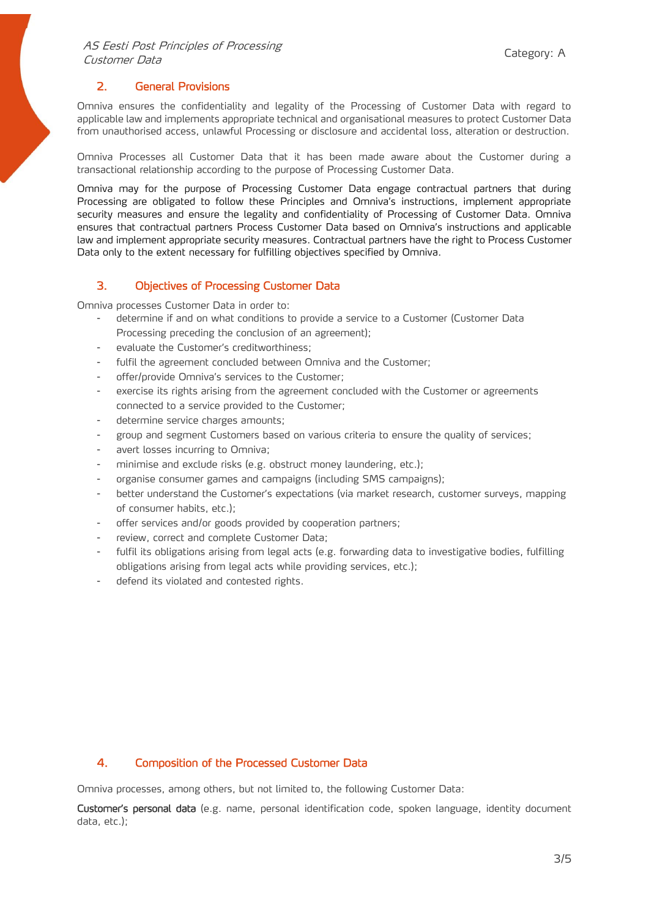## 2. General Provisions

Omniva ensures the confidentiality and legality of the Processing of Customer Data with regard to applicable law and implements appropriate technical and organisational measures to protect Customer Data from unauthorised access, unlawful Processing or disclosure and accidental loss, alteration or destruction.

Omniva Processes all Customer Data that it has been made aware about the Customer during a transactional relationship according to the purpose of Processing Customer Data.

Omniva may for the purpose of Processing Customer Data engage contractual partners that during Processing are obligated to follow these Principles and Omniva's instructions, implement appropriate security measures and ensure the legality and confidentiality of Processing of Customer Data. Omniva ensures that contractual partners Process Customer Data based on Omniva's instructions and applicable law and implement appropriate security measures. Contractual partners have the right to Process Customer Data only to the extent necessary for fulfilling objectives specified by Omniva.

## 3. Objectives of Processing Customer Data

Omniva processes Customer Data in order to:

- determine if and on what conditions to provide a service to a Customer (Customer Data Processing preceding the conclusion of an agreement);
- evaluate the Customer's creditworthiness;
- fulfil the agreement concluded between Omniva and the Customer;
- offer/provide Omniva's services to the Customer;
- exercise its rights arising from the agreement concluded with the Customer or agreements connected to a service provided to the Customer;
- determine service charges amounts;
- group and segment Customers based on various criteria to ensure the quality of services;
- avert losses incurring to Omniva;
- minimise and exclude risks (e.g. obstruct money laundering, etc.);
- organise consumer games and campaigns (including SMS campaigns);
- better understand the Customer's expectations (via market research, customer surveys, mapping of consumer habits, etc.);
- offer services and/or goods provided by cooperation partners;
- review, correct and complete Customer Data;
- fulfil its obligations arising from legal acts (e.g. forwarding data to investigative bodies, fulfilling obligations arising from legal acts while providing services, etc.);
- defend its violated and contested rights.

## 4. Composition of the Processed Customer Data

Omniva processes, among others, but not limited to, the following Customer Data:

**Customer's personal data** (e.g. name, personal identification code, spoken language, identity document data, etc.);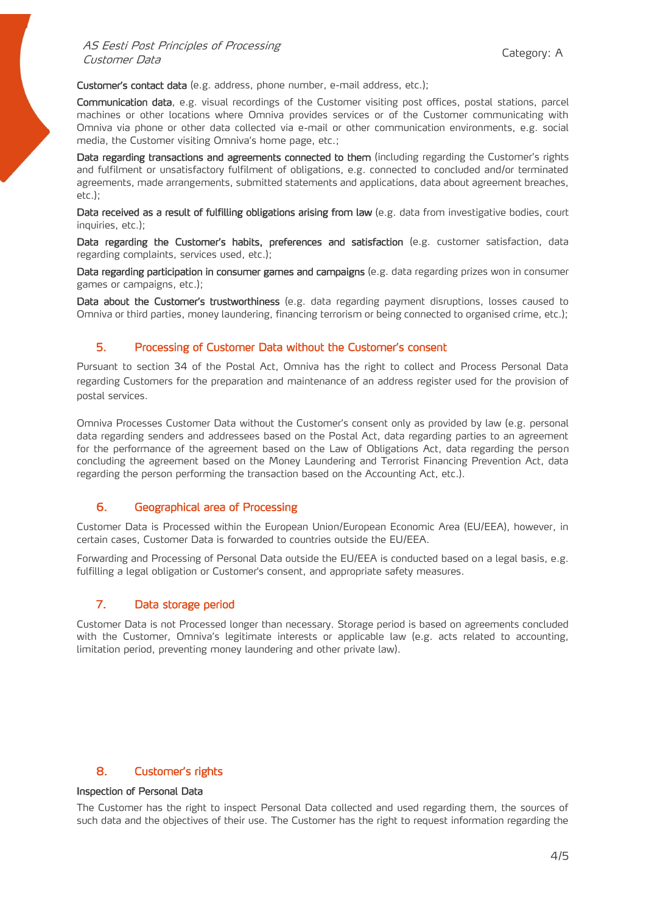**Customer's contact data** (e.g. address, phone number, e-mail address, etc.);

**Communication data**, e.g. visual recordings of the Customer visiting post offices, postal stations, parcel machines or other locations where Omniva provides services or of the Customer communicating with Omniva via phone or other data collected via e-mail or other communication environments, e.g. social media, the Customer visiting Omniva's home page, etc.;

**Data regarding transactions and agreements connected to them** (including regarding the Customer's rights and fulfilment or unsatisfactory fulfilment of obligations, e.g. connected to concluded and/or terminated agreements, made arrangements, submitted statements and applications, data about agreement breaches, etc.);

**Data received as a result of fulfilling obligations arising from law** (e.g. data from investigative bodies, court inquiries, etc.);

**Data regarding the Customer's habits, preferences and satisfaction** (e.g. customer satisfaction, data regarding complaints, services used, etc.);

**Data regarding participation in consumer games and campaigns** (e.g. data regarding prizes won in consumer games or campaigns, etc.);

**Data about the Customer's trustworthiness** (e.g. data regarding payment disruptions, losses caused to Omniva or third parties, money laundering, financing terrorism or being connected to organised crime, etc.);

## 5. Processing of Customer Data without the Customer's consent

Pursuant to section 34 of the Postal Act, Omniva has the right to collect and Process Personal Data regarding Customers for the preparation and maintenance of an address register used for the provision of postal services.

Omniva Processes Customer Data without the Customer's consent only as provided by law (e.g. personal data regarding senders and addressees based on the Postal Act, data regarding parties to an agreement for the performance of the agreement based on the Law of Obligations Act, data regarding the person concluding the agreement based on the Money Laundering and Terrorist Financing Prevention Act, data regarding the person performing the transaction based on the Accounting Act, etc.).

## 6. Geographical area of Processing

Customer Data is Processed within the European Union/European Economic Area (EU/EEA), however, in certain cases, Customer Data is forwarded to countries outside the EU/EEA.

Forwarding and Processing of Personal Data outside the EU/EEA is conducted based on a legal basis, e.g. fulfilling a legal obligation or Customer's consent, and appropriate safety measures.

## 7. Data storage period

Customer Data is not Processed longer than necessary. Storage period is based on agreements concluded with the Customer, Omniva's legitimate interests or applicable law (e.g. acts related to accounting, limitation period, preventing money laundering and other private law).

## 8. Customer's rights

**Inspection of Personal Data**

The Customer has the right to inspect Personal Data collected and used regarding them, the sources of such data and the objectives of their use. The Customer has the right to request information regarding the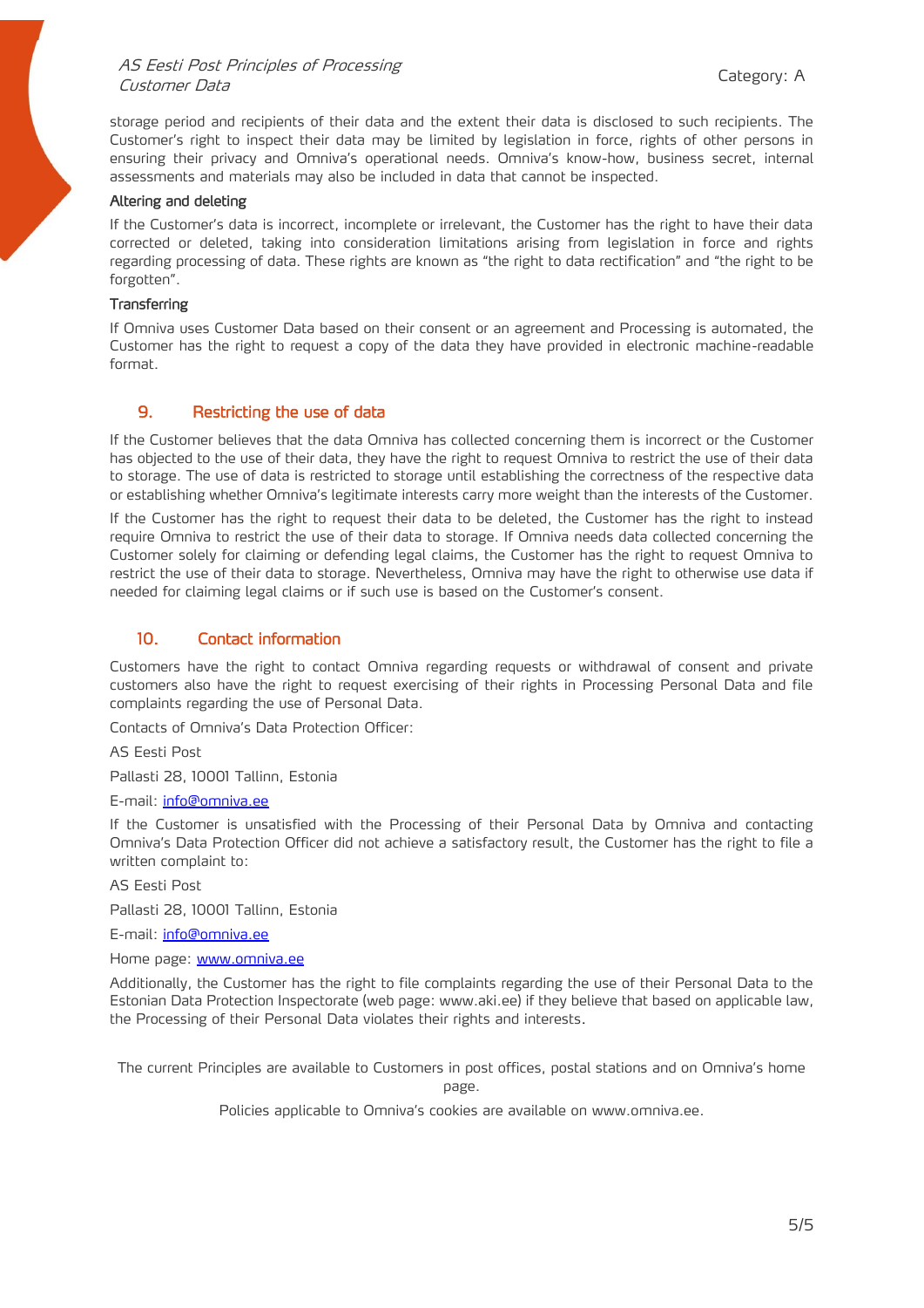storage period and recipients of their data and the extent their data is disclosed to such recipients. The Customer's right to inspect their data may be limited by legislation in force, rights of other persons in ensuring their privacy and Omniva's operational needs. Omniva's know-how, business secret, internal assessments and materials may also be included in data that cannot be inspected.

### Altering and deleting

If the Customer's data is incorrect, incomplete or irrelevant, the Customer has the right to have their data corrected or deleted, taking into consideration limitations arising from legislation in force and rights regarding processing of data. These rights are known as "the right to data rectification" and "the right to be forgotten".

### Transferring

If Omniva uses Customer Data based on their consent or an agreement and Processing is automated, the Customer has the right to request a copy of the data they have provided in electronic machine-readable format.

## 9. Restricting the use of data

If the Customer believes that the data Omniva has collected concerning them is incorrect or the Customer has objected to the use of their data, they have the right to request Omniva to restrict the use of their data to storage. The use of data is restricted to storage until establishing the correctness of the respective data or establishing whether Omniva's legitimate interests carry more weight than the interests of the Customer.

If the Customer has the right to request their data to be deleted, the Customer has the right to instead require Omniva to restrict the use of their data to storage. If Omniva needs data collected concerning the Customer solely for claiming or defending legal claims, the Customer has the right to request Omniva to restrict the use of their data to storage. Nevertheless, Omniva may have the right to otherwise use data if needed for claiming legal claims or if such use is based on the Customer's consent.

## 10. Contact information

Customers have the right to contact Omniva regarding requests or withdrawal of consent and private customers also have the right to request exercising of their rights in Processing Personal Data and file complaints regarding the use of Personal Data.

Contacts of Omniva's Data Protection Officer:

AS Eesti Post

Pallasti 28, 10001 Tallinn, Estonia

E-mail: info@omniva.ee

If the Customer is unsatisfied with the Processing of their Personal Data by Omniva and contacting Omniva's Data Protection Officer did not achieve a satisfactory result, the Customer has the right to file a written complaint to:

AS Eesti Post

Pallasti 28, 10001 Tallinn, Estonia

E-mail: info@omniva.ee

Home page: www.omniva.ee

Additionally, the Customer has the right to file complaints regarding the use of their Personal Data to the Estonian Data Protection Inspectorate (web page: www.aki.ee) if they believe that based on applicable law, the Processing of their Personal Data violates their rights and interests.

The current Principles are available to Customers in post offices, postal stations and on Omniva's home page.

Policies applicable to Omniva's cookies are available on www.omniva.ee.